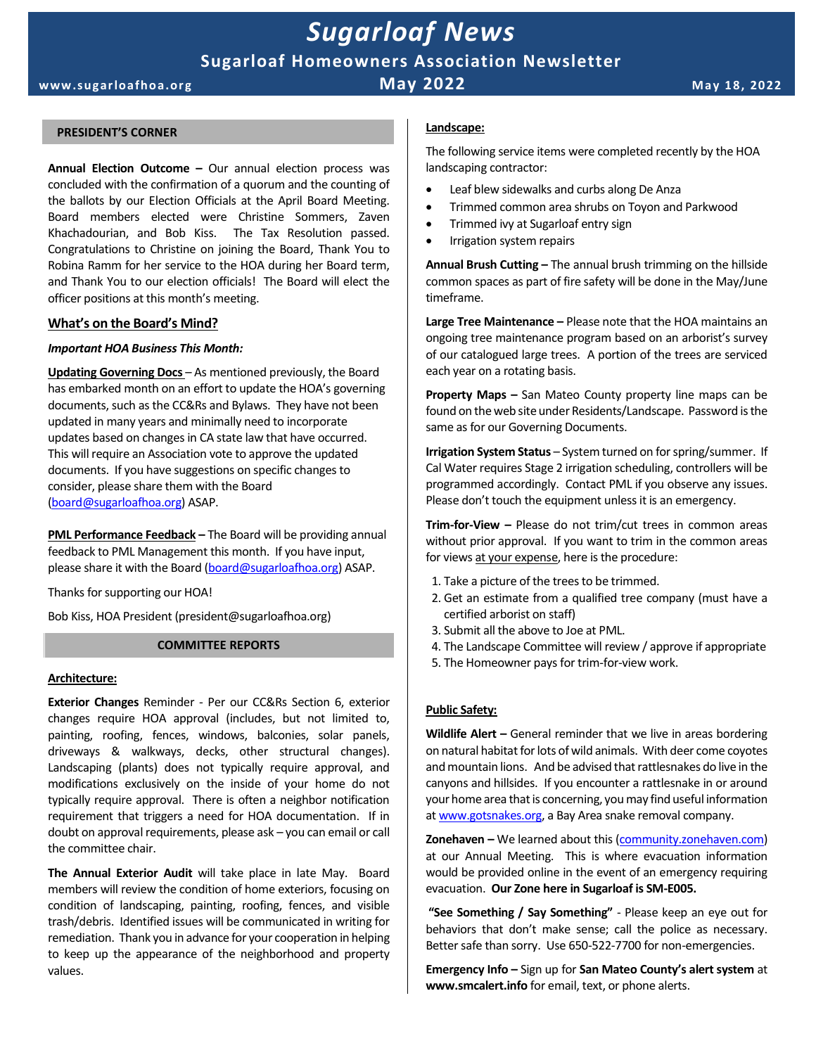# Sugarloaf News

## Sugarloaf Homeowners Association Newsletter

www.sugarloafhoa.org | **May 2022** | May 18, 2022

## PRESIDENT'S CORNER

**Annual Election Outcome –** Our annual election process was concluded with the confirmation of a quorum and the counting of the ballots by our Election Officials at the April Board Meeting. Board members elected were Christine Sommers, Zaven Khachadourian, and Bob Kiss. The Tax Resolution passed. Congratulations to Christine on joining the Board, Thank You to Robina Ramm for her service to the HOA during her Board term, and Thank You to our election officials! The Board will elect the officer positions at this month's meeting.

### What's on the Board's Mind?

***Important HOA Business This Month:***

**Updating Governing Docs** – As mentioned previously, the Board has embarked month on an effort to update the HOA's governing documents, such as the CC&Rs and Bylaws. They have not been updated in many years and minimally need to incorporate updates based on changes in CA state law that have occurred. This will require an Association vote to approve the updated documents. If you have suggestions on specific changes to consider, please share them with the Board (board@sugarloafhoa.org) ASAP.

**PML Performance Feedback –** The Board will be providing annual feedback to PML Management this month. If you have input, please share it with the Board (board@sugarloafhoa.org) ASAP.

Thanks for supporting our HOA!

Bob Kiss, HOA President (president@sugarloafhoa.org)

## COMMITTEE REPORTS

### Architecture:

**Exterior Changes** Reminder - Per our CC&Rs Section 6, exterior changes require HOA approval (includes, but not limited to, painting, roofing, fences, windows, balconies, solar panels, driveways & walkways, decks, other structural changes). Landscaping (plants) does not typically require approval, and modifications exclusively on the inside of your home do not typically require approval. There is often a neighbor notification requirement that triggers a need for HOA documentation. If in doubt on approval requirements, please ask – you can email or call the committee chair.

**The Annual Exterior Audit** will take place in late May. Board members will review the condition of home exteriors, focusing on condition of landscaping, painting, roofing, fences, and visible trash/debris. Identified issues will be communicated in writing for remediation. Thank you in advance for your cooperation in helping to keep up the appearance of the neighborhood and property values.

### Landscape:

The following service items were completed recently by the HOA landscaping contractor:

- Leaf blew sidewalks and curbs along De Anza
- Trimmed common area shrubs on Toyon and Parkwood
- Trimmed ivy at Sugarloaf entry sign
- Irrigation system repairs

**Annual Brush Cutting –** The annual brush trimming on the hillside common spaces as part of fire safety will be done in the May/June timeframe.

**Large Tree Maintenance –** Please note that the HOA maintains an ongoing tree maintenance program based on an arborist's survey of our catalogued large trees. A portion of the trees are serviced each year on a rotating basis.

**Property Maps –** San Mateo County property line maps can be found on the web site under Residents/Landscape. Password is the same as for our Governing Documents.

**Irrigation System Status** – System turned on for spring/summer. If Cal Water requires Stage 2 irrigation scheduling, controllers will be programmed accordingly. Contact PML if you observe any issues. Please don't touch the equipment unless it is an emergency.

**Trim-for-View –** Please do not trim/cut trees in common areas without prior approval. If you want to trim in the common areas for views at your expense, here is the procedure:

1. Take a picture of the trees to be trimmed.
2. Get an estimate from a qualified tree company (must have a certified arborist on staff)
3. Submit all the above to Joe at PML.
4. The Landscape Committee will review / approve if appropriate
5. The Homeowner pays for trim-for-view work.

### Public Safety:

**Wildlife Alert –** General reminder that we live in areas bordering on natural habitat for lots of wild animals. With deer come coyotes and mountain lions. And be advised that rattlesnakes do live in the canyons and hillsides. If you encounter a rattlesnake in or around your home area that is concerning, you may find useful information at www.gotsnakes.org, a Bay Area snake removal company.

**Zonehaven –** We learned about this (community.zonehaven.com) at our Annual Meeting. This is where evacuation information would be provided online in the event of an emergency requiring evacuation. **Our Zone here in Sugarloaf is SM-E005.**

**"See Something / Say Something"** - Please keep an eye out for behaviors that don't make sense; call the police as necessary. Better safe than sorry. Use 650-522-7700 for non-emergencies.

**Emergency Info –** Sign up for **San Mateo County's alert system** at **www.smcalert.info** for email, text, or phone alerts.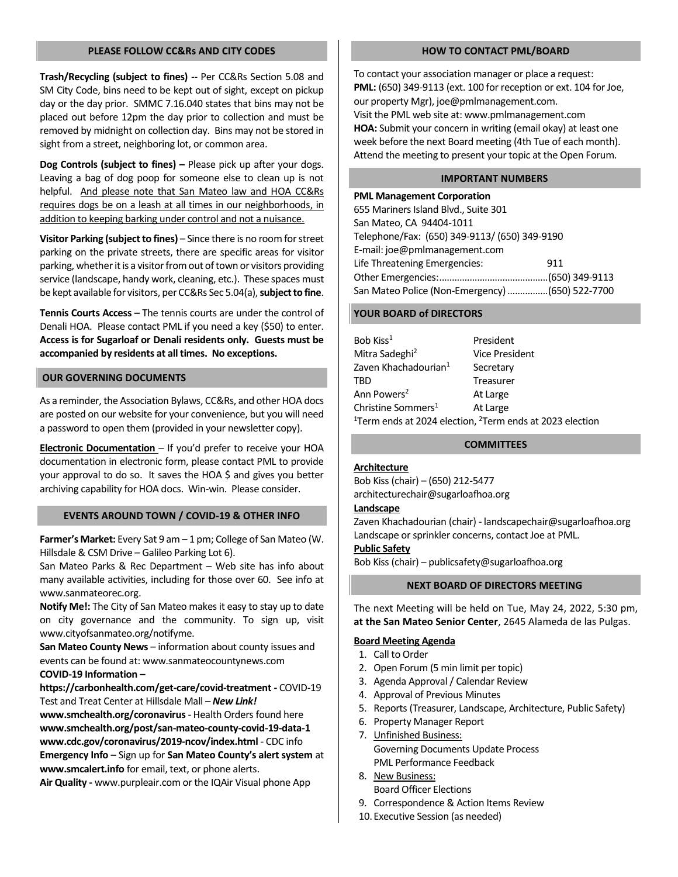## PLEASE FOLLOW CC&Rs AND CITY CODES

**Trash/Recycling (subject to fines)** -- Per CC&Rs Section 5.08 and SM City Code, bins need to be kept out of sight, except on pickup day or the day prior. SMMC 7.16.040 states that bins may not be placed out before 12pm the day prior to collection and must be removed by midnight on collection day. Bins may not be stored in sight from a street, neighboring lot, or common area.

**Dog Controls (subject to fines) –** Please pick up after your dogs. Leaving a bag of dog poop for someone else to clean up is not helpful. And please note that San Mateo law and HOA CC&Rs requires dogs be on a leash at all times in our neighborhoods, in addition to keeping barking under control and not a nuisance.

**Visitor Parking (subject to fines)** – Since there is no room for street parking on the private streets, there are specific areas for visitor parking, whether it is a visitor from out of town or visitors providing service (landscape, handy work, cleaning, etc.). These spaces must be kept available for visitors, per CC&Rs Sec 5.04(a), **subject to fine**.

**Tennis Courts Access –** The tennis courts are under the control of Denali HOA. Please contact PML if you need a key ($50) to enter. **Access is for Sugarloaf or Denali residents only. Guests must be accompanied by residents at all times. No exceptions.**

## OUR GOVERNING DOCUMENTS

As a reminder, the Association Bylaws, CC&Rs, and other HOA docs are posted on our website for your convenience, but you will need a password to open them (provided in your newsletter copy).

**Electronic Documentation** – If you'd prefer to receive your HOA documentation in electronic form, please contact PML to provide your approval to do so. It saves the HOA $ and gives you better archiving capability for HOA docs. Win-win. Please consider.

## EVENTS AROUND TOWN / COVID-19 & OTHER INFO

**Farmer's Market:** Every Sat 9 am – 1 pm; College of San Mateo (W. Hillsdale & CSM Drive – Galileo Parking Lot 6).

San Mateo Parks & Rec Department – Web site has info about many available activities, including for those over 60. See info at www.sanmateorec.org.

**Notify Me!:** The City of San Mateo makes it easy to stay up to date on city governance and the community. To sign up, visit www.cityofsanmateo.org/notifyme.

**San Mateo County News** – information about county issues and events can be found at: www.sanmateocountynews.com

**COVID-19 Information –**

**https://carbonhealth.com/get-care/covid-treatment -** COVID-19 Test and Treat Center at Hillsdale Mall – ***New Link!***

**www.smchealth.org/coronavirus** - Health Orders found here

**www.smchealth.org/post/san-mateo-county-covid-19-data-1**

**www.cdc.gov/coronavirus/2019-ncov/index.html** - CDC info

**Emergency Info –** Sign up for **San Mateo County's alert system** at **www.smcalert.info** for email, text, or phone alerts.

**Air Quality -** www.purpleair.com or the IQAir Visual phone App

## HOW TO CONTACT PML/BOARD

To contact your association manager or place a request:
**PML:** (650) 349-9113 (ext. 100 for reception or ext. 104 for Joe, our property Mgr), joe@pmlmanagement.com.
Visit the PML web site at: www.pmlmanagement.com
**HOA:** Submit your concern in writing (email okay) at least one week before the next Board meeting (4th Tue of each month). Attend the meeting to present your topic at the Open Forum.

## IMPORTANT NUMBERS

**PML Management Corporation**
655 Mariners Island Blvd., Suite 301
San Mateo, CA 94404-1011
Telephone/Fax: (650) 349-9113/ (650) 349-9190
E-mail: joe@pmlmanagement.com
Life Threatening Emergencies: 911
Other Emergencies:..........................................(650) 349-9113
San Mateo Police (Non-Emergency) ................(650) 522-7700

## YOUR BOARD of DIRECTORS

| | |
|---|---|
| Bob Kiss[1] | President |
| Mitra Sadeghi[2] | Vice President |
| Zaven Khachadourian[1] | Secretary |
| TBD | Treasurer |
| Ann Powers[2] | At Large |
| Christine Sommers[1] | At Large |

[1]Term ends at 2024 election, [2]Term ends at 2023 election

## COMMITTEES

**Architecture**
Bob Kiss (chair) – (650) 212-5477
architecturechair@sugarloafhoa.org

**Landscape**
Zaven Khachadourian (chair) - landscapechair@sugarloafhoa.org
Landscape or sprinkler concerns, contact Joe at PML.

**Public Safety**
Bob Kiss (chair) – publicsafety@sugarloafhoa.org

## NEXT BOARD OF DIRECTORS MEETING

The next Meeting will be held on Tue, May 24, 2022, 5:30 pm, **at the San Mateo Senior Center**, 2645 Alameda de las Pulgas.

**Board Meeting Agenda**

1. Call to Order
2. Open Forum (5 min limit per topic)
3. Agenda Approval / Calendar Review
4. Approval of Previous Minutes
5. Reports (Treasurer, Landscape, Architecture, Public Safety)
6. Property Manager Report
7. Unfinished Business:
   Governing Documents Update Process
   PML Performance Feedback
8. New Business:
   Board Officer Elections
9. Correspondence & Action Items Review
10. Executive Session (as needed)